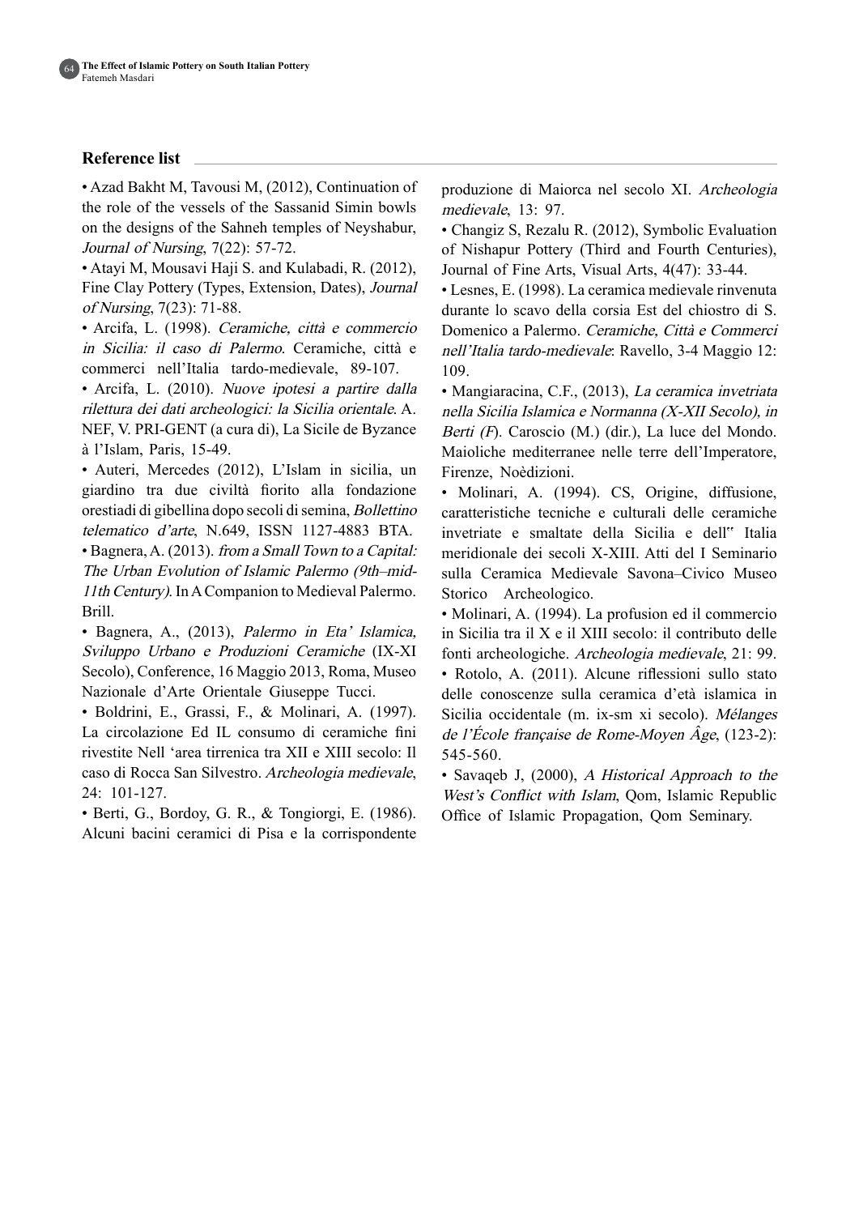## Reference list

- Azad Bakht M, Tavousi M, (2012), Continuation of the role of the vessels of the Sassanid Simin bowls on the designs of the Sahneh temples of Neyshabur, *Journal of Nursing*, 7(22): 57-72.
- Atayi M, Mousavi Haji S. and Kulabadi, R. (2012), Fine Clay Pottery (Types, Extension, Dates), *Journal of Nursing*, 7(23): 71-88.
- Arcifa, L. (1998). *Ceramiche, città e commercio in Sicilia: il caso di Palermo*. Ceramiche, città e commerci nell'Italia tardo-medievale, 89-107.
- Arcifa, L. (2010). *Nuove ipotesi a partire dalla rilettura dei dati archeologici: la Sicilia orientale*. A. NEF, V. PRI-GENT (a cura di), La Sicile de Byzance à l'Islam, Paris, 15-49.
- Auteri, Mercedes (2012), L'Islam in sicilia, un giardino tra due civiltà fiorito alla fondazione orestiadi di gibellina dopo secoli di semina, *Bollettino telematico d'arte*, N.649, ISSN 1127-4883 BTA.
- Bagnera, A. (2013). *from a Small Town to a Capital: The Urban Evolution of Islamic Palermo (9th–mid-11th Century)*. In A Companion to Medieval Palermo. Brill.
- Bagnera, A., (2013), *Palermo in Eta' Islamica, Sviluppo Urbano e Produzioni Ceramiche* (IX-XI Secolo), Conference, 16 Maggio 2013, Roma, Museo Nazionale d'Arte Orientale Giuseppe Tucci.
- Boldrini, E., Grassi, F., & Molinari, A. (1997). La circolazione Ed IL consumo di ceramiche fini rivestite Nell 'area tirrenica tra XII e XIII secolo: Il caso di Rocca San Silvestro. *Archeologia medievale*, 24: 101-127.
- Berti, G., Bordoy, G. R., & Tongiorgi, E. (1986). Alcuni bacini ceramici di Pisa e la corrispondente produzione di Maiorca nel secolo XI. *Archeologia medievale*, 13: 97.
- Changiz S, Rezalu R. (2012), Symbolic Evaluation of Nishapur Pottery (Third and Fourth Centuries), Journal of Fine Arts, Visual Arts, 4(47): 33-44.
- Lesnes, E. (1998). La ceramica medievale rinvenuta durante lo scavo della corsia Est del chiostro di S. Domenico a Palermo. *Ceramiche, Città e Commerci nell'Italia tardo-medievale*: Ravello, 3-4 Maggio 12: 109.
- Mangiaracina, C.F., (2013), *La ceramica invetriata nella Sicilia Islamica e Normanna (X-XII Secolo), in Berti (F)*. Caroscio (M.) (dir.), La luce del Mondo. Maioliche mediterranee nelle terre dell'Imperatore, Firenze, Noèdizioni.
- Molinari, A. (1994). CS, Origine, diffusione, caratteristiche tecniche e culturali delle ceramiche invetriate e smaltate della Sicilia e dell" Italia meridionale dei secoli X-XIII. Atti del I Seminario sulla Ceramica Medievale Savona–Civico Museo Storico Archeologico.
- Molinari, A. (1994). La profusion ed il commercio in Sicilia tra il X e il XIII secolo: il contributo delle fonti archeologiche. *Archeologia medievale*, 21: 99.
- Rotolo, A. (2011). Alcune riflessioni sullo stato delle conoscenze sulla ceramica d'età islamica in Sicilia occidentale (m. ix-sm xi secolo). *Mélanges de l'École française de Rome-Moyen Âge*, (123-2): 545-560.
- Savaqeb J, (2000), *A Historical Approach to the West's Conflict with Islam*, Qom, Islamic Republic Office of Islamic Propagation, Qom Seminary.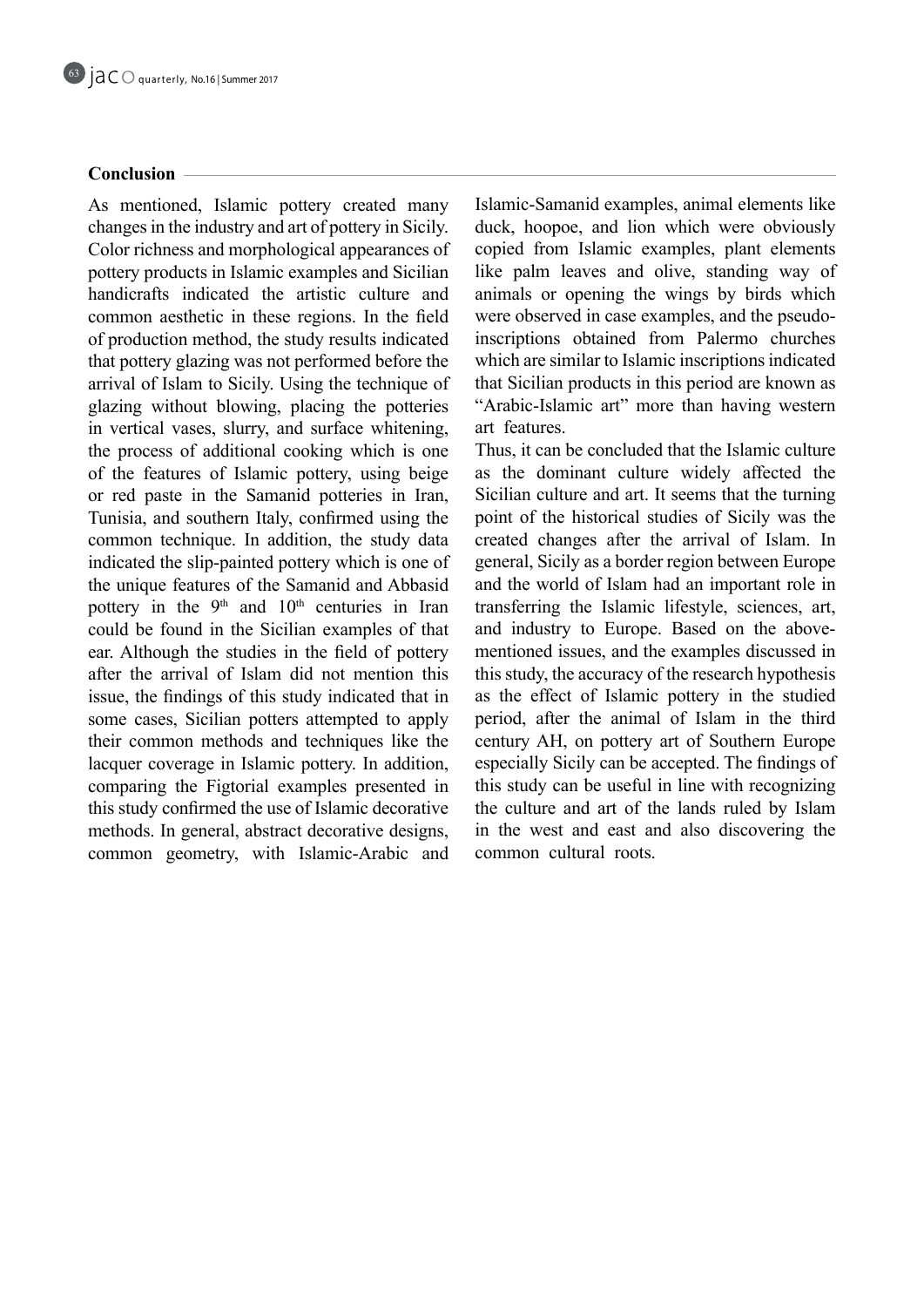## Conclusion

As mentioned, Islamic pottery created many changes in the industry and art of pottery in Sicily. Color richness and morphological appearances of pottery products in Islamic examples and Sicilian handicrafts indicated the artistic culture and common aesthetic in these regions. In the field of production method, the study results indicated that pottery glazing was not performed before the arrival of Islam to Sicily. Using the technique of glazing without blowing, placing the potteries in vertical vases, slurry, and surface whitening, the process of additional cooking which is one of the features of Islamic pottery, using beige or red paste in the Samanid potteries in Iran, Tunisia, and southern Italy, confirmed using the common technique. In addition, the study data indicated the slip-painted pottery which is one of the unique features of the Samanid and Abbasid pottery in the 9th and 10th centuries in Iran could be found in the Sicilian examples of that ear. Although the studies in the field of pottery after the arrival of Islam did not mention this issue, the findings of this study indicated that in some cases, Sicilian potters attempted to apply their common methods and techniques like the lacquer coverage in Islamic pottery. In addition, comparing the Figtorial examples presented in this study confirmed the use of Islamic decorative methods. In general, abstract decorative designs, common geometry, with Islamic-Arabic and Islamic-Samanid examples, animal elements like duck, hoopoe, and lion which were obviously copied from Islamic examples, plant elements like palm leaves and olive, standing way of animals or opening the wings by birds which were observed in case examples, and the pseudo-inscriptions obtained from Palermo churches which are similar to Islamic inscriptions indicated that Sicilian products in this period are known as "Arabic-Islamic art" more than having western art features.

Thus, it can be concluded that the Islamic culture as the dominant culture widely affected the Sicilian culture and art. It seems that the turning point of the historical studies of Sicily was the created changes after the arrival of Islam. In general, Sicily as a border region between Europe and the world of Islam had an important role in transferring the Islamic lifestyle, sciences, art, and industry to Europe. Based on the above-mentioned issues, and the examples discussed in this study, the accuracy of the research hypothesis as the effect of Islamic pottery in the studied period, after the animal of Islam in the third century AH, on pottery art of Southern Europe especially Sicily can be accepted. The findings of this study can be useful in line with recognizing the culture and art of the lands ruled by Islam in the west and east and also discovering the common cultural roots.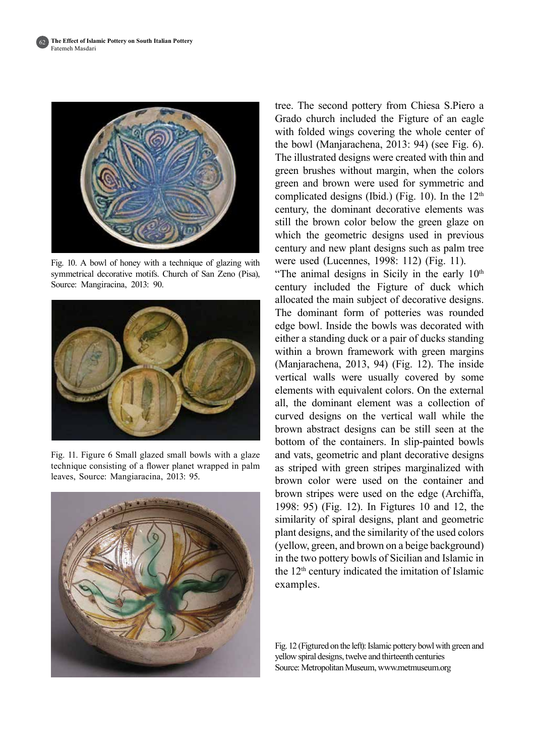Fig. 10. A bowl of honey with a technique of glazing with symmetrical decorative motifs. Church of San Zeno (Pisa), Source: Mangiracina, 2013: 90.

Fig. 11. Figure 6 Small glazed small bowls with a glaze technique consisting of a flower planet wrapped in palm leaves, Source: Mangiaracina, 2013: 95.

tree. The second pottery from Chiesa S.Piero a Grado church included the Figture of an eagle with folded wings covering the whole center of the bowl (Manjarachena, 2013: 94) (see Fig. 6). The illustrated designs were created with thin and green brushes without margin, when the colors green and brown were used for symmetric and complicated designs (Ibid.) (Fig. 10). In the 12th century, the dominant decorative elements was still the brown color below the green glaze on which the geometric designs used in previous century and new plant designs such as palm tree were used (Lucennes, 1998: 112) (Fig. 11).

"The animal designs in Sicily in the early 10th century included the Figture of duck which allocated the main subject of decorative designs. The dominant form of potteries was rounded edge bowl. Inside the bowls was decorated with either a standing duck or a pair of ducks standing within a brown framework with green margins (Manjarachena, 2013, 94) (Fig. 12). The inside vertical walls were usually covered by some elements with equivalent colors. On the external all, the dominant element was a collection of curved designs on the vertical wall while the brown abstract designs can be still seen at the bottom of the containers. In slip-painted bowls and vats, geometric and plant decorative designs as striped with green stripes marginalized with brown color were used on the container and brown stripes were used on the edge (Archiffa, 1998: 95) (Fig. 12). In Figtures 10 and 12, the similarity of spiral designs, plant and geometric plant designs, and the similarity of the used colors (yellow, green, and brown on a beige background) in the two pottery bowls of Sicilian and Islamic in the 12th century indicated the imitation of Islamic examples.

Fig. 12 (Figtured on the left): Islamic pottery bowl with green and yellow spiral designs, twelve and thirteenth centuries
Source: Metropolitan Museum, www.metmuseum.org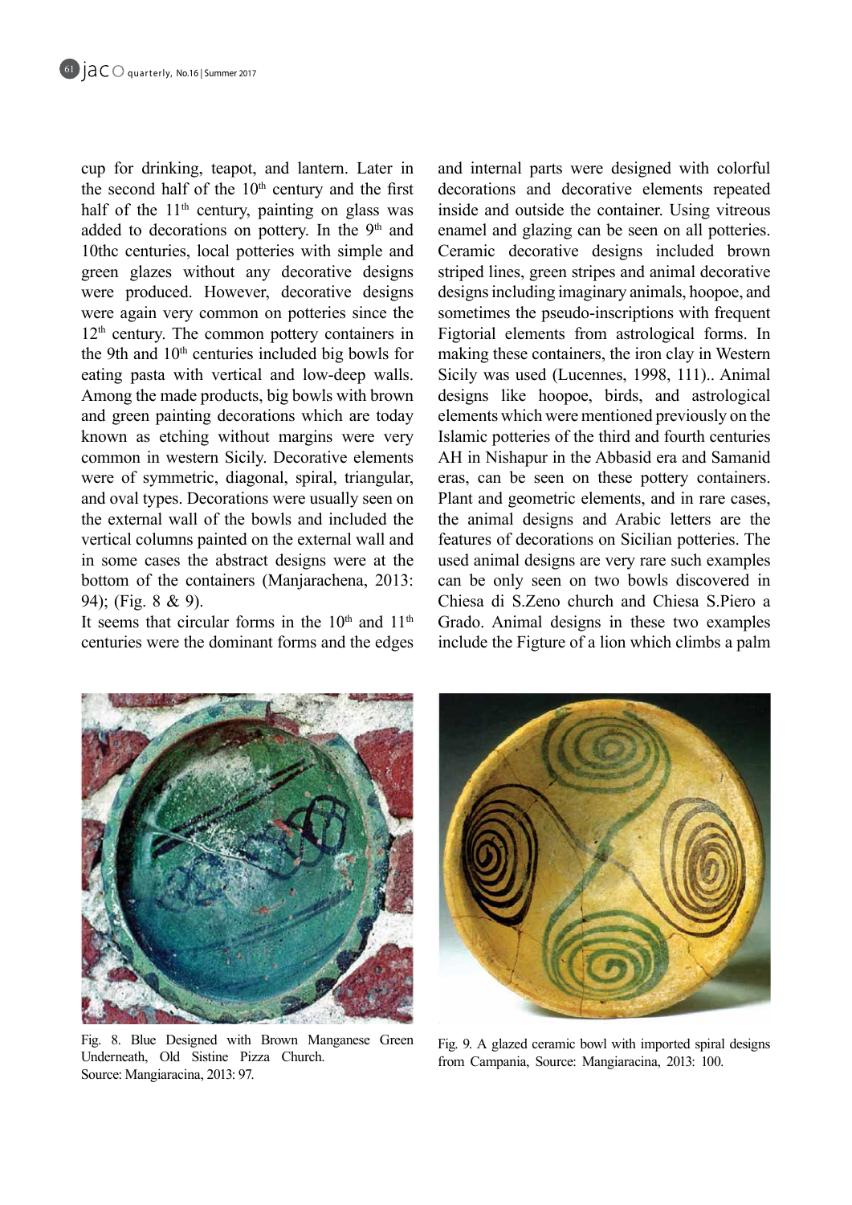cup for drinking, teapot, and lantern. Later in the second half of the 10th century and the first half of the 11th century, painting on glass was added to decorations on pottery. In the 9th and 10thc centuries, local potteries with simple and green glazes without any decorative designs were produced. However, decorative designs were again very common on potteries since the 12th century. The common pottery containers in the 9th and 10th centuries included big bowls for eating pasta with vertical and low-deep walls. Among the made products, big bowls with brown and green painting decorations which are today known as etching without margins were very common in western Sicily. Decorative elements were of symmetric, diagonal, spiral, triangular, and oval types. Decorations were usually seen on the external wall of the bowls and included the vertical columns painted on the external wall and in some cases the abstract designs were at the bottom of the containers (Manjarachena, 2013: 94); (Fig. 8 & 9).

It seems that circular forms in the 10th and 11th centuries were the dominant forms and the edges and internal parts were designed with colorful decorations and decorative elements repeated inside and outside the container. Using vitreous enamel and glazing can be seen on all potteries. Ceramic decorative designs included brown striped lines, green stripes and animal decorative designs including imaginary animals, hoopoe, and sometimes the pseudo-inscriptions with frequent Figtorial elements from astrological forms. In making these containers, the iron clay in Western Sicily was used (Lucennes, 1998, 111).. Animal designs like hoopoe, birds, and astrological elements which were mentioned previously on the Islamic potteries of the third and fourth centuries AH in Nishapur in the Abbasid era and Samanid eras, can be seen on these pottery containers. Plant and geometric elements, and in rare cases, the animal designs and Arabic letters are the features of decorations on Sicilian potteries. The used animal designs are very rare such examples can be only seen on two bowls discovered in Chiesa di S.Zeno church and Chiesa S.Piero a Grado. Animal designs in these two examples include the Figture of a lion which climbs a palm

Fig. 8. Blue Designed with Brown Manganese Green Underneath, Old Sistine Pizza Church. Source: Mangiaracina, 2013: 97.

Fig. 9. A glazed ceramic bowl with imported spiral designs from Campania, Source: Mangiaracina, 2013: 100.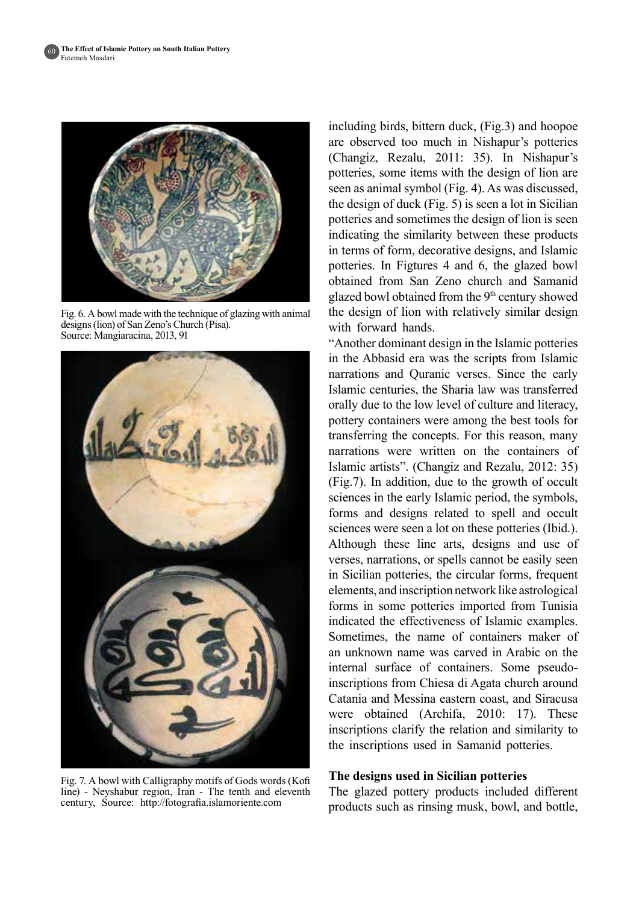Fig. 6. A bowl made with the technique of glazing with animal designs (lion) of San Zeno's Church (Pisa). Source: Mangiaracina, 2013, 91

Fig. 7. A bowl with Calligraphy motifs of Gods words (Kofi line) - Neyshabur region, Iran - The tenth and eleventh century, Source: http://fotografia.islamoriente.com

including birds, bittern duck, (Fig.3) and hoopoe are observed too much in Nishapur's potteries (Changiz, Rezalu, 2011: 35). In Nishapur's potteries, some items with the design of lion are seen as animal symbol (Fig. 4). As was discussed, the design of duck (Fig. 5) is seen a lot in Sicilian potteries and sometimes the design of lion is seen indicating the similarity between these products in terms of form, decorative designs, and Islamic potteries. In Figtures 4 and 6, the glazed bowl obtained from San Zeno church and Samanid glazed bowl obtained from the 9th century showed the design of lion with relatively similar design with forward hands.

"Another dominant design in the Islamic potteries in the Abbasid era was the scripts from Islamic narrations and Quranic verses. Since the early Islamic centuries, the Sharia law was transferred orally due to the low level of culture and literacy, pottery containers were among the best tools for transferring the concepts. For this reason, many narrations were written on the containers of Islamic artists". (Changiz and Rezalu, 2012: 35) (Fig.7). In addition, due to the growth of occult sciences in the early Islamic period, the symbols, forms and designs related to spell and occult sciences were seen a lot on these potteries (Ibid.). Although these line arts, designs and use of verses, narrations, or spells cannot be easily seen in Sicilian potteries, the circular forms, frequent elements, and inscription network like astrological forms in some potteries imported from Tunisia indicated the effectiveness of Islamic examples. Sometimes, the name of containers maker of an unknown name was carved in Arabic on the internal surface of containers. Some pseudo-inscriptions from Chiesa di Agata church around Catania and Messina eastern coast, and Siracusa were obtained (Archifa, 2010: 17). These inscriptions clarify the relation and similarity to the inscriptions used in Samanid potteries.

### The designs used in Sicilian potteries

The glazed pottery products included different products such as rinsing musk, bowl, and bottle,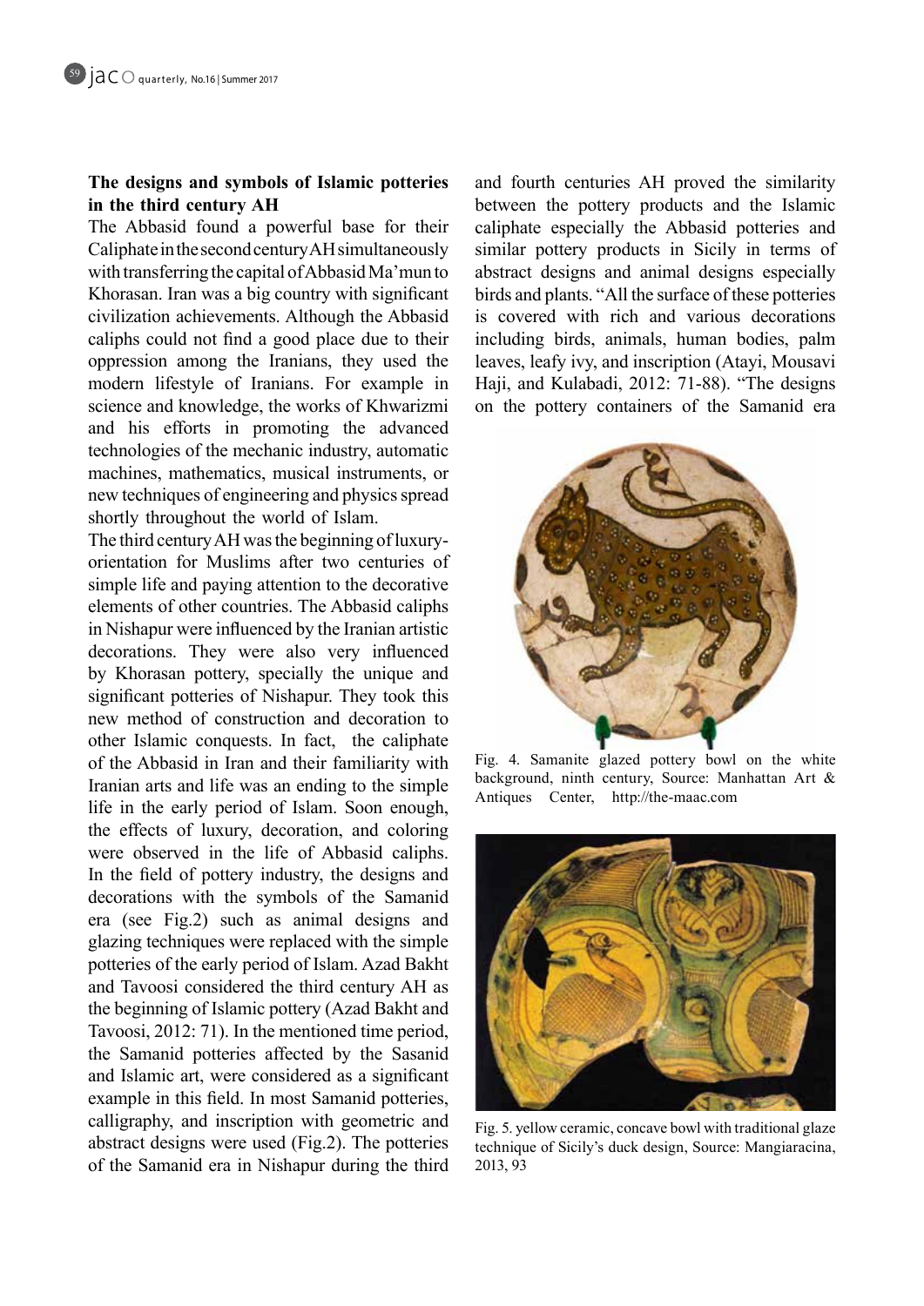## The designs and symbols of Islamic potteries in the third century AH

The Abbasid found a powerful base for their Caliphate in the second century AH simultaneously with transferring the capital of Abbasid Ma'mun to Khorasan. Iran was a big country with significant civilization achievements. Although the Abbasid caliphs could not find a good place due to their oppression among the Iranians, they used the modern lifestyle of Iranians. For example in science and knowledge, the works of Khwarizmi and his efforts in promoting the advanced technologies of the mechanic industry, automatic machines, mathematics, musical instruments, or new techniques of engineering and physics spread shortly throughout the world of Islam.

The third century AH was the beginning of luxury-orientation for Muslims after two centuries of simple life and paying attention to the decorative elements of other countries. The Abbasid caliphs in Nishapur were influenced by the Iranian artistic decorations. They were also very influenced by Khorasan pottery, specially the unique and significant potteries of Nishapur. They took this new method of construction and decoration to other Islamic conquests. In fact, the caliphate of the Abbasid in Iran and their familiarity with Iranian arts and life was an ending to the simple life in the early period of Islam. Soon enough, the effects of luxury, decoration, and coloring were observed in the life of Abbasid caliphs. In the field of pottery industry, the designs and decorations with the symbols of the Samanid era (see Fig.2) such as animal designs and glazing techniques were replaced with the simple potteries of the early period of Islam. Azad Bakht and Tavoosi considered the third century AH as the beginning of Islamic pottery (Azad Bakht and Tavoosi, 2012: 71). In the mentioned time period, the Samanid potteries affected by the Sasanid and Islamic art, were considered as a significant example in this field. In most Samanid potteries, calligraphy, and inscription with geometric and abstract designs were used (Fig.2). The potteries of the Samanid era in Nishapur during the third and fourth centuries AH proved the similarity between the pottery products and the Islamic caliphate especially the Abbasid potteries and similar pottery products in Sicily in terms of abstract designs and animal designs especially birds and plants. "All the surface of these potteries is covered with rich and various decorations including birds, animals, human bodies, palm leaves, leafy ivy, and inscription (Atayi, Mousavi Haji, and Kulabadi, 2012: 71-88). "The designs on the pottery containers of the Samanid era

Fig. 4. Samanite glazed pottery bowl on the white background, ninth century, Source: Manhattan Art & Antiques Center, http://the-maac.com

Fig. 5. yellow ceramic, concave bowl with traditional glaze technique of Sicily's duck design, Source: Mangiaracina, 2013, 93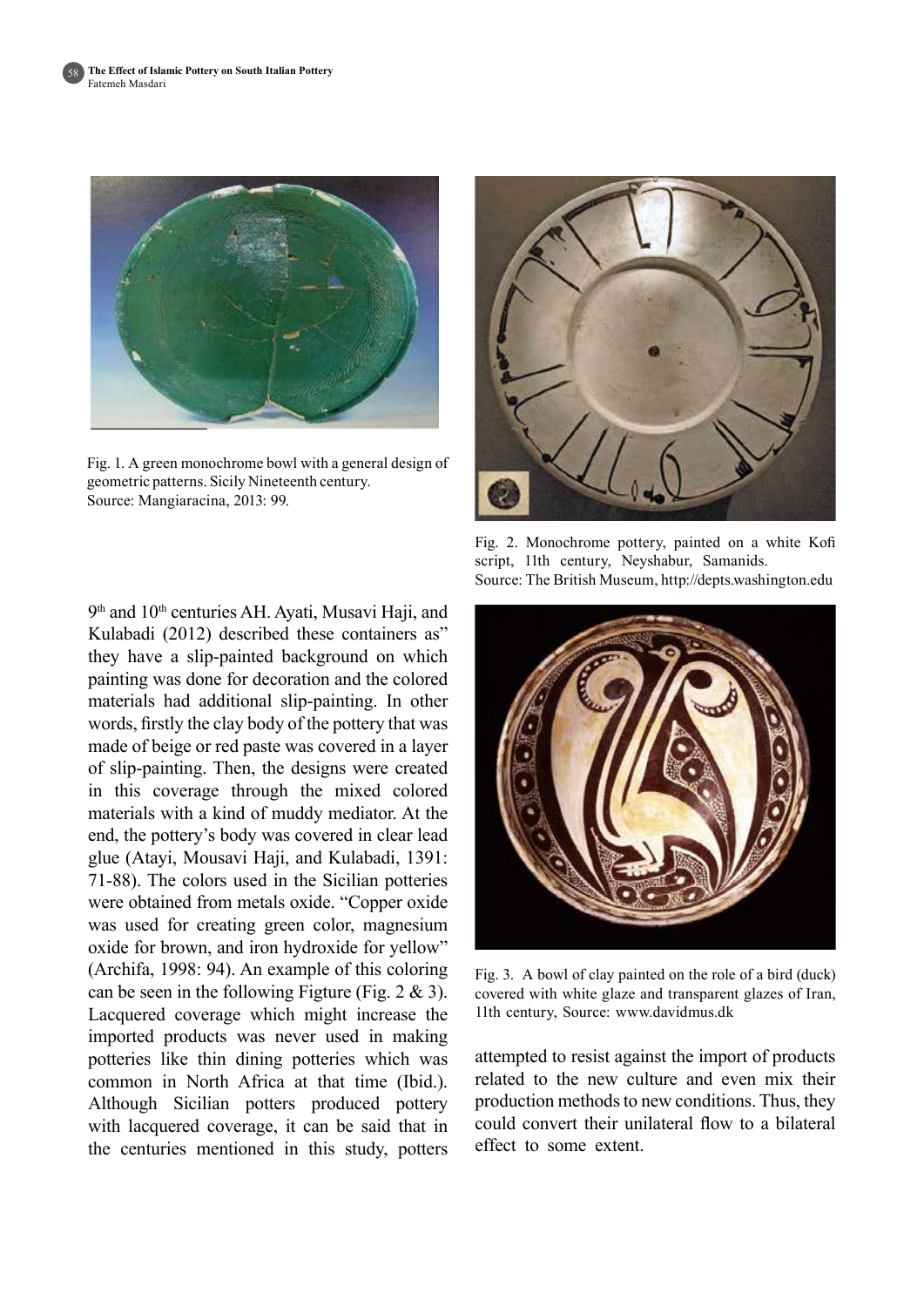Fig. 1. A green monochrome bowl with a general design of geometric patterns. Sicily Nineteenth century.
Source: Mangiaracina, 2013: 99.

Fig. 2. Monochrome pottery, painted on a white Kofi script, 11th century, Neyshabur, Samanids.
Source: The British Museum, http://depts.washington.edu

9th and 10th centuries AH. Ayati, Musavi Haji, and Kulabadi (2012) described these containers as" they have a slip-painted background on which painting was done for decoration and the colored materials had additional slip-painting. In other words, firstly the clay body of the pottery that was made of beige or red paste was covered in a layer of slip-painting. Then, the designs were created in this coverage through the mixed colored materials with a kind of muddy mediator. At the end, the pottery's body was covered in clear lead glue (Atayi, Mousavi Haji, and Kulabadi, 1391: 71-88). The colors used in the Sicilian potteries were obtained from metals oxide. "Copper oxide was used for creating green color, magnesium oxide for brown, and iron hydroxide for yellow" (Archifa, 1998: 94). An example of this coloring can be seen in the following Figture (Fig. 2 & 3). Lacquered coverage which might increase the imported products was never used in making potteries like thin dining potteries which was common in North Africa at that time (Ibid.). Although Sicilian potters produced pottery with lacquered coverage, it can be said that in the centuries mentioned in this study, potters attempted to resist against the import of products related to the new culture and even mix their production methods to new conditions. Thus, they could convert their unilateral flow to a bilateral effect to some extent.

Fig. 3. A bowl of clay painted on the role of a bird (duck) covered with white glaze and transparent glazes of Iran, 11th century, Source: www.davidmus.dk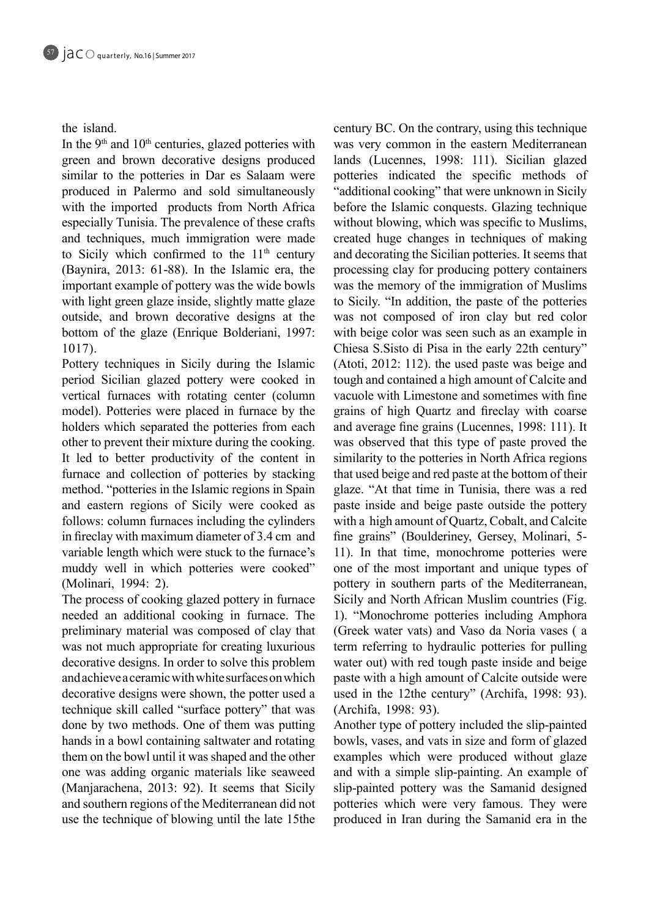the island.

In the 9th and 10th centuries, glazed potteries with green and brown decorative designs produced similar to the potteries in Dar es Salaam were produced in Palermo and sold simultaneously with the imported products from North Africa especially Tunisia. The prevalence of these crafts and techniques, much immigration were made to Sicily which confirmed to the 11th century (Baynira, 2013: 61-88). In the Islamic era, the important example of pottery was the wide bowls with light green glaze inside, slightly matte glaze outside, and brown decorative designs at the bottom of the glaze (Enrique Bolderiani, 1997: 1017).

Pottery techniques in Sicily during the Islamic period Sicilian glazed pottery were cooked in vertical furnaces with rotating center (column model). Potteries were placed in furnace by the holders which separated the potteries from each other to prevent their mixture during the cooking. It led to better productivity of the content in furnace and collection of potteries by stacking method. "potteries in the Islamic regions in Spain and eastern regions of Sicily were cooked as follows: column furnaces including the cylinders in fireclay with maximum diameter of 3.4 cm and variable length which were stuck to the furnace's muddy well in which potteries were cooked" (Molinari, 1994: 2).

The process of cooking glazed pottery in furnace needed an additional cooking in furnace. The preliminary material was composed of clay that was not much appropriate for creating luxurious decorative designs. In order to solve this problem and achieve a ceramic with white surfaces on which decorative designs were shown, the potter used a technique skill called "surface pottery" that was done by two methods. One of them was putting hands in a bowl containing saltwater and rotating them on the bowl until it was shaped and the other one was adding organic materials like seaweed (Manjarachena, 2013: 92). It seems that Sicily and southern regions of the Mediterranean did not use the technique of blowing until the late 15the century BC. On the contrary, using this technique was very common in the eastern Mediterranean lands (Lucennes, 1998: 111). Sicilian glazed potteries indicated the specific methods of "additional cooking" that were unknown in Sicily before the Islamic conquests. Glazing technique without blowing, which was specific to Muslims, created huge changes in techniques of making and decorating the Sicilian potteries. It seems that processing clay for producing pottery containers was the memory of the immigration of Muslims to Sicily. "In addition, the paste of the potteries was not composed of iron clay but red color with beige color was seen such as an example in Chiesa S.Sisto di Pisa in the early 22th century" (Atoti, 2012: 112). the used paste was beige and tough and contained a high amount of Calcite and vacuole with Limestone and sometimes with fine grains of high Quartz and fireclay with coarse and average fine grains (Lucennes, 1998: 111). It was observed that this type of paste proved the similarity to the potteries in North Africa regions that used beige and red paste at the bottom of their glaze. "At that time in Tunisia, there was a red paste inside and beige paste outside the pottery with a high amount of Quartz, Cobalt, and Calcite fine grains" (Boulderiney, Gersey, Molinari, 5-11). In that time, monochrome potteries were one of the most important and unique types of pottery in southern parts of the Mediterranean, Sicily and North African Muslim countries (Fig. 1). "Monochrome potteries including Amphora (Greek water vats) and Vaso da Noria vases ( a term referring to hydraulic potteries for pulling water out) with red tough paste inside and beige paste with a high amount of Calcite outside were used in the 12the century" (Archifa, 1998: 93). (Archifa, 1998: 93).

Another type of pottery included the slip-painted bowls, vases, and vats in size and form of glazed examples which were produced without glaze and with a simple slip-painting. An example of slip-painted pottery was the Samanid designed potteries which were very famous. They were produced in Iran during the Samanid era in the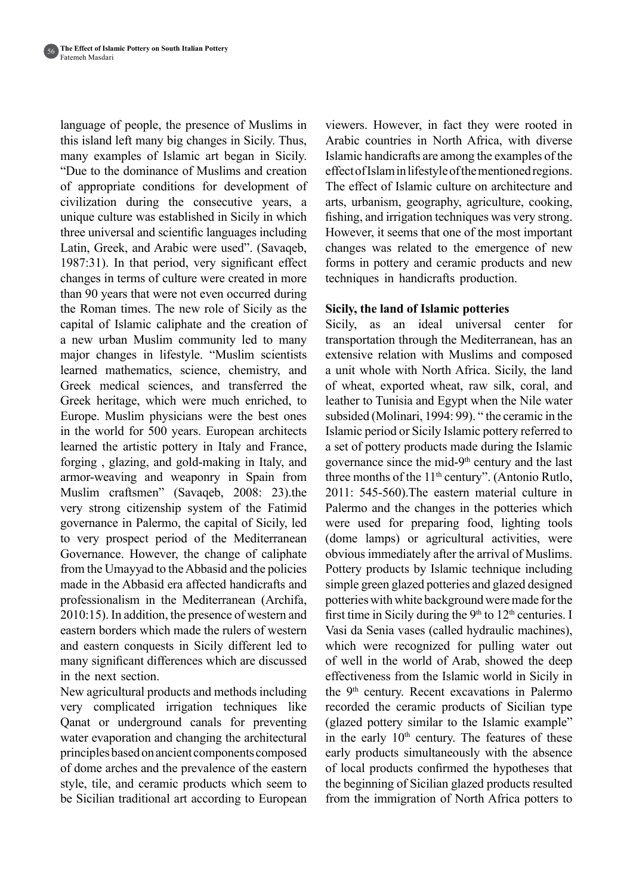language of people, the presence of Muslims in this island left many big changes in Sicily. Thus, many examples of Islamic art began in Sicily. "Due to the dominance of Muslims and creation of appropriate conditions for development of civilization during the consecutive years, a unique culture was established in Sicily in which three universal and scientific languages including Latin, Greek, and Arabic were used". (Savaqeb, 1987:31). In that period, very significant effect changes in terms of culture were created in more than 90 years that were not even occurred during the Roman times. The new role of Sicily as the capital of Islamic caliphate and the creation of a new urban Muslim community led to many major changes in lifestyle. "Muslim scientists learned mathematics, science, chemistry, and Greek medical sciences, and transferred the Greek heritage, which were much enriched, to Europe. Muslim physicians were the best ones in the world for 500 years. European architects learned the artistic pottery in Italy and France, forging , glazing, and gold-making in Italy, and armor-weaving and weaponry in Spain from Muslim craftsmen" (Savaqeb, 2008: 23).the very strong citizenship system of the Fatimid governance in Palermo, the capital of Sicily, led to very prospect period of the Mediterranean Governance. However, the change of caliphate from the Umayyad to the Abbasid and the policies made in the Abbasid era affected handicrafts and professionalism in the Mediterranean (Archifa, 2010:15). In addition, the presence of western and eastern borders which made the rulers of western and eastern conquests in Sicily different led to many significant differences which are discussed in the next section.

New agricultural products and methods including very complicated irrigation techniques like Qanat or underground canals for preventing water evaporation and changing the architectural principles based on ancient components composed of dome arches and the prevalence of the eastern style, tile, and ceramic products which seem to be Sicilian traditional art according to European viewers. However, in fact they were rooted in Arabic countries in North Africa, with diverse Islamic handicrafts are among the examples of the effect of Islam in lifestyle of the mentioned regions. The effect of Islamic culture on architecture and arts, urbanism, geography, agriculture, cooking, fishing, and irrigation techniques was very strong. However, it seems that one of the most important changes was related to the emergence of new forms in pottery and ceramic products and new techniques in handicrafts production.

**Sicily, the land of Islamic potteries**

Sicily, as an ideal universal center for transportation through the Mediterranean, has an extensive relation with Muslims and composed a unit whole with North Africa. Sicily, the land of wheat, exported wheat, raw silk, coral, and leather to Tunisia and Egypt when the Nile water subsided (Molinari, 1994: 99). " the ceramic in the Islamic period or Sicily Islamic pottery referred to a set of pottery products made during the Islamic governance since the mid-9th century and the last three months of the 11th century". (Antonio Rutlo, 2011: 545-560).The eastern material culture in Palermo and the changes in the potteries which were used for preparing food, lighting tools (dome lamps) or agricultural activities, were obvious immediately after the arrival of Muslims. Pottery products by Islamic technique including simple green glazed potteries and glazed designed potteries with white background were made for the first time in Sicily during the 9th to 12th centuries. I Vasi da Senia vases (called hydraulic machines), which were recognized for pulling water out of well in the world of Arab, showed the deep effectiveness from the Islamic world in Sicily in the 9th century. Recent excavations in Palermo recorded the ceramic products of Sicilian type (glazed pottery similar to the Islamic example" in the early 10th century. The features of these early products simultaneously with the absence of local products confirmed the hypotheses that the beginning of Sicilian glazed products resulted from the immigration of North Africa potters to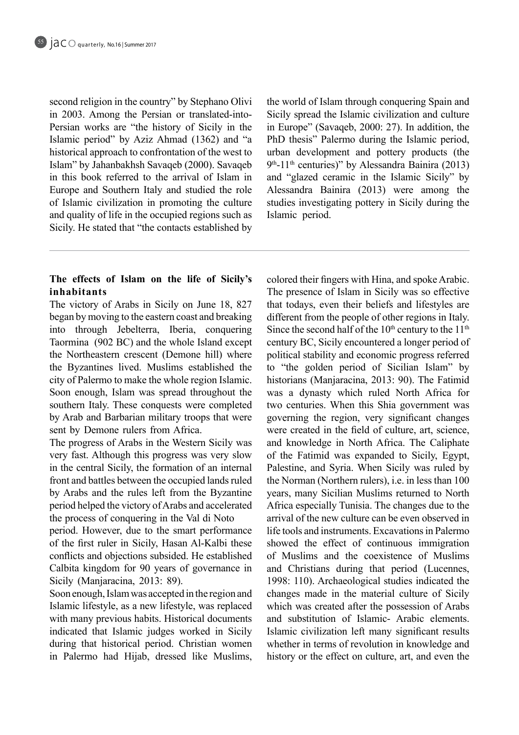second religion in the country" by Stephano Olivi in 2003. Among the Persian or translated-into-Persian works are "the history of Sicily in the Islamic period" by Aziz Ahmad (1362) and "a historical approach to confrontation of the west to Islam" by Jahanbakhsh Savaqeb (2000). Savaqeb in this book referred to the arrival of Islam in Europe and Southern Italy and studied the role of Islamic civilization in promoting the culture and quality of life in the occupied regions such as Sicily. He stated that "the contacts established by the world of Islam through conquering Spain and Sicily spread the Islamic civilization and culture in Europe" (Savaqeb, 2000: 27). In addition, the PhD thesis" Palermo during the Islamic period, urban development and pottery products (the 9th-11th centuries)" by Alessandra Bainira (2013) and "glazed ceramic in the Islamic Sicily" by Alessandra Bainira (2013) were among the studies investigating pottery in Sicily during the Islamic period.

## The effects of Islam on the life of Sicily's inhabitants

The victory of Arabs in Sicily on June 18, 827 began by moving to the eastern coast and breaking into through Jebelterra, Iberia, conquering Taormina (902 BC) and the whole Island except the Northeastern crescent (Demone hill) where the Byzantines lived. Muslims established the city of Palermo to make the whole region Islamic. Soon enough, Islam was spread throughout the southern Italy. These conquests were completed by Arab and Barbarian military troops that were sent by Demone rulers from Africa.

The progress of Arabs in the Western Sicily was very fast. Although this progress was very slow in the central Sicily, the formation of an internal front and battles between the occupied lands ruled by Arabs and the rules left from the Byzantine period helped the victory of Arabs and accelerated the process of conquering in the Val di Noto period. However, due to the smart performance of the first ruler in Sicily, Hasan Al-Kalbi these conflicts and objections subsided. He established Calbita kingdom for 90 years of governance in Sicily (Manjaracina, 2013: 89).

Soon enough, Islam was accepted in the region and Islamic lifestyle, as a new lifestyle, was replaced with many previous habits. Historical documents indicated that Islamic judges worked in Sicily during that historical period. Christian women in Palermo had Hijab, dressed like Muslims, colored their fingers with Hina, and spoke Arabic. The presence of Islam in Sicily was so effective that todays, even their beliefs and lifestyles are different from the people of other regions in Italy. Since the second half of the 10th century to the 11th century BC, Sicily encountered a longer period of political stability and economic progress referred to "the golden period of Sicilian Islam" by historians (Manjaracina, 2013: 90). The Fatimid was a dynasty which ruled North Africa for two centuries. When this Shia government was governing the region, very significant changes were created in the field of culture, art, science, and knowledge in North Africa. The Caliphate of the Fatimid was expanded to Sicily, Egypt, Palestine, and Syria. When Sicily was ruled by the Norman (Northern rulers), i.e. in less than 100 years, many Sicilian Muslims returned to North Africa especially Tunisia. The changes due to the arrival of the new culture can be even observed in life tools and instruments. Excavations in Palermo showed the effect of continuous immigration of Muslims and the coexistence of Muslims and Christians during that period (Lucennes, 1998: 110). Archaeological studies indicated the changes made in the material culture of Sicily which was created after the possession of Arabs and substitution of Islamic- Arabic elements. Islamic civilization left many significant results whether in terms of revolution in knowledge and history or the effect on culture, art, and even the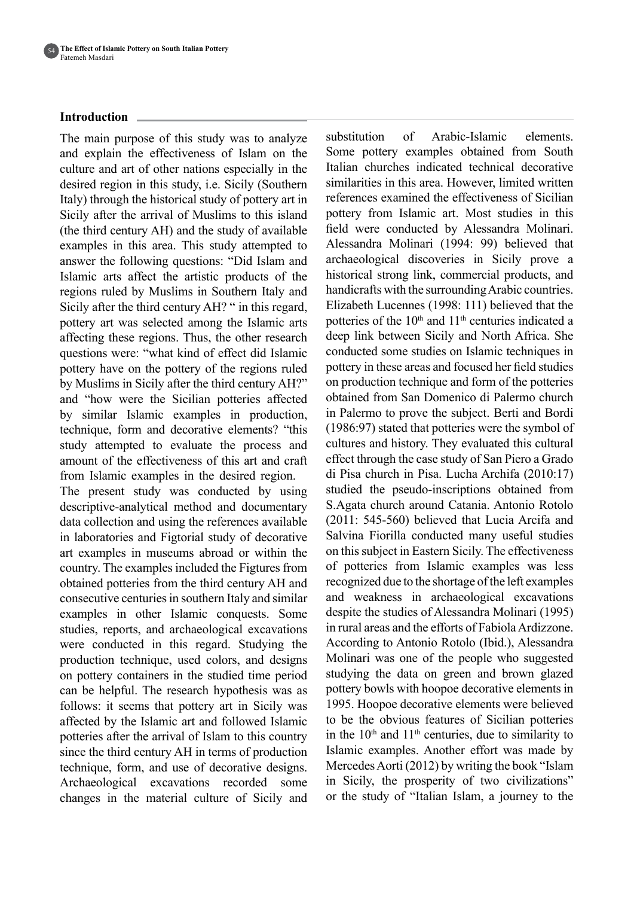## Introduction

The main purpose of this study was to analyze and explain the effectiveness of Islam on the culture and art of other nations especially in the desired region in this study, i.e. Sicily (Southern Italy) through the historical study of pottery art in Sicily after the arrival of Muslims to this island (the third century AH) and the study of available examples in this area. This study attempted to answer the following questions: "Did Islam and Islamic arts affect the artistic products of the regions ruled by Muslims in Southern Italy and Sicily after the third century AH? " in this regard, pottery art was selected among the Islamic arts affecting these regions. Thus, the other research questions were: "what kind of effect did Islamic pottery have on the pottery of the regions ruled by Muslims in Sicily after the third century AH?" and "how were the Sicilian potteries affected by similar Islamic examples in production, technique, form and decorative elements? "this study attempted to evaluate the process and amount of the effectiveness of this art and craft from Islamic examples in the desired region.

The present study was conducted by using descriptive-analytical method and documentary data collection and using the references available in laboratories and Figtorial study of decorative art examples in museums abroad or within the country. The examples included the Figtures from obtained potteries from the third century AH and consecutive centuries in southern Italy and similar examples in other Islamic conquests. Some studies, reports, and archaeological excavations were conducted in this regard. Studying the production technique, used colors, and designs on pottery containers in the studied time period can be helpful. The research hypothesis was as follows: it seems that pottery art in Sicily was affected by the Islamic art and followed Islamic potteries after the arrival of Islam to this country since the third century AH in terms of production technique, form, and use of decorative designs. Archaeological excavations recorded some changes in the material culture of Sicily and substitution of Arabic-Islamic elements. Some pottery examples obtained from South Italian churches indicated technical decorative similarities in this area. However, limited written references examined the effectiveness of Sicilian pottery from Islamic art. Most studies in this field were conducted by Alessandra Molinari. Alessandra Molinari (1994: 99) believed that archaeological discoveries in Sicily prove a historical strong link, commercial products, and handicrafts with the surrounding Arabic countries. Elizabeth Lucennes (1998: 111) believed that the potteries of the $10^{th}$ and $11^{th}$ centuries indicated a deep link between Sicily and North Africa. She conducted some studies on Islamic techniques in pottery in these areas and focused her field studies on production technique and form of the potteries obtained from San Domenico di Palermo church in Palermo to prove the subject. Berti and Bordi (1986:97) stated that potteries were the symbol of cultures and history. They evaluated this cultural effect through the case study of San Piero a Grado di Pisa church in Pisa. Lucha Archifa (2010:17) studied the pseudo-inscriptions obtained from S.Agata church around Catania. Antonio Rotolo (2011: 545-560) believed that Lucia Arcifa and Salvina Fiorilla conducted many useful studies on this subject in Eastern Sicily. The effectiveness of potteries from Islamic examples was less recognized due to the shortage of the left examples and weakness in archaeological excavations despite the studies of Alessandra Molinari (1995) in rural areas and the efforts of Fabiola Ardizzone. According to Antonio Rotolo (Ibid.), Alessandra Molinari was one of the people who suggested studying the data on green and brown glazed pottery bowls with hoopoe decorative elements in 1995. Hoopoe decorative elements were believed to be the obvious features of Sicilian potteries in the $10^{th}$ and $11^{th}$ centuries, due to similarity to Islamic examples. Another effort was made by Mercedes Aorti (2012) by writing the book "Islam in Sicily, the prosperity of two civilizations" or the study of "Italian Islam, a journey to the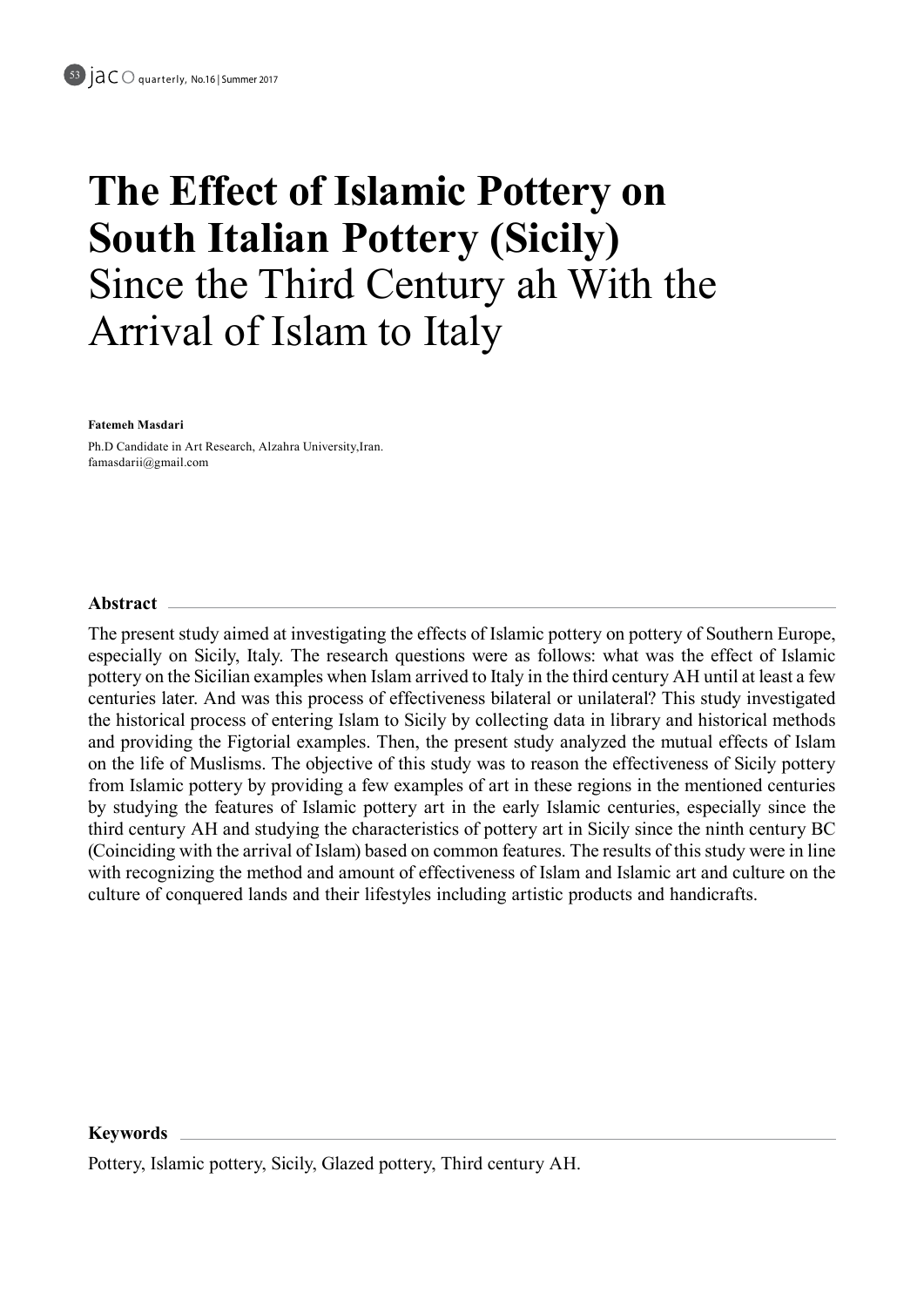# The Effect of Islamic Pottery on South Italian Pottery (Sicily) Since the Third Century ah With the Arrival of Islam to Italy

**Fatemeh Masdari**

Ph.D Candidate in Art Research, Alzahra University,Iran.
famasdarii@gmail.com

## Abstract

The present study aimed at investigating the effects of Islamic pottery on pottery of Southern Europe, especially on Sicily, Italy. The research questions were as follows: what was the effect of Islamic pottery on the Sicilian examples when Islam arrived to Italy in the third century AH until at least a few centuries later. And was this process of effectiveness bilateral or unilateral? This study investigated the historical process of entering Islam to Sicily by collecting data in library and historical methods and providing the Figtorial examples. Then, the present study analyzed the mutual effects of Islam on the life of Muslisms. The objective of this study was to reason the effectiveness of Sicily pottery from Islamic pottery by providing a few examples of art in these regions in the mentioned centuries by studying the features of Islamic pottery art in the early Islamic centuries, especially since the third century AH and studying the characteristics of pottery art in Sicily since the ninth century BC (Coinciding with the arrival of Islam) based on common features. The results of this study were in line with recognizing the method and amount of effectiveness of Islam and Islamic art and culture on the culture of conquered lands and their lifestyles including artistic products and handicrafts.

## Keywords

Pottery, Islamic pottery, Sicily, Glazed pottery, Third century AH.